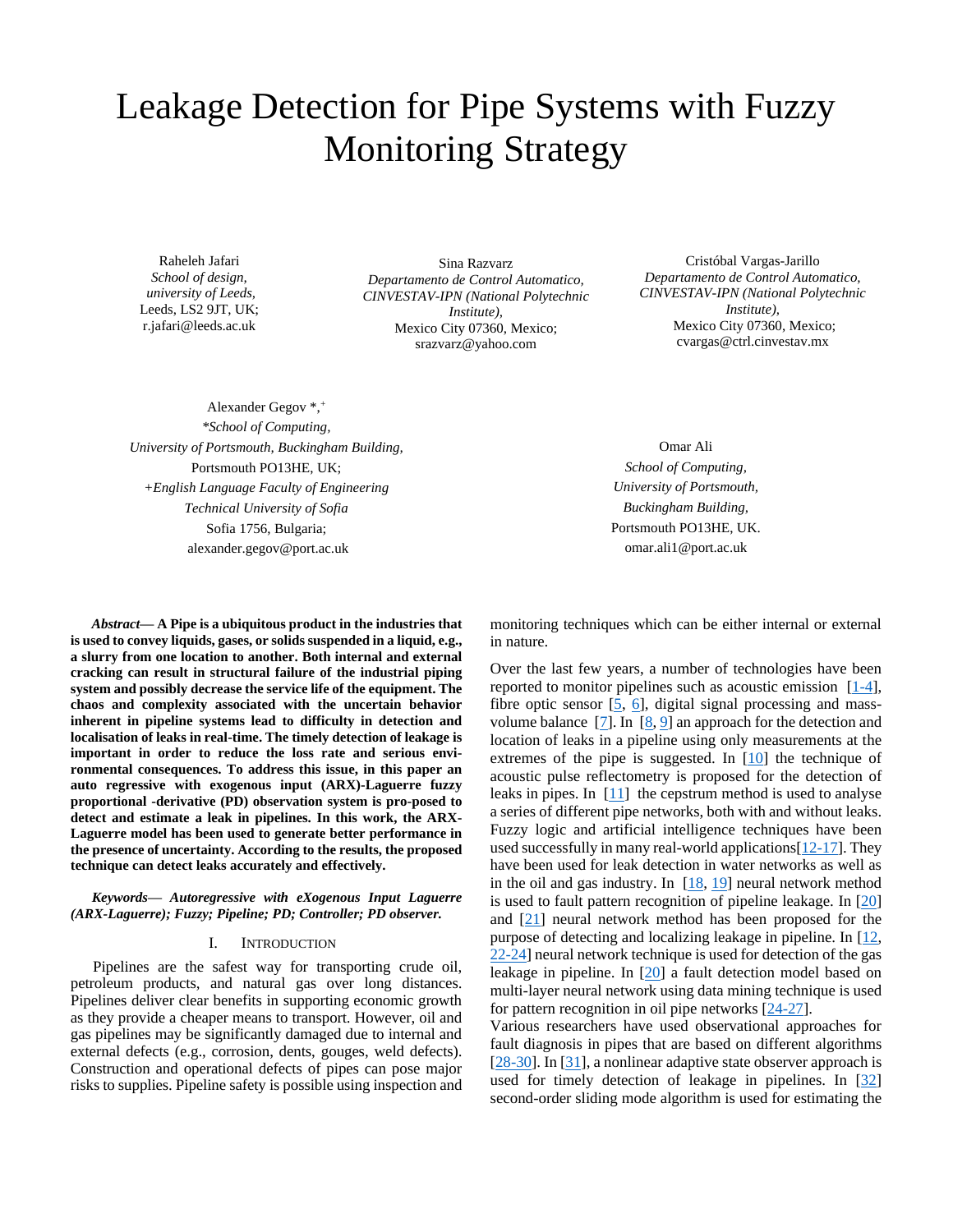# Leakage Detection for Pipe Systems with Fuzzy Monitoring Strategy

Raheleh Jafari
*School of design, university of Leeds,*
Leeds, LS2 9JT, UK;
r.jafari@leeds.ac.uk

Sina Razvarz
*Departamento de Control Automatico, CINVESTAV-IPN (National Polytechnic Institute),*
Mexico City 07360, Mexico;
srazvarz@yahoo.com

Cristóbal Vargas-Jarillo
*Departamento de Control Automatico, CINVESTAV-IPN (National Polytechnic Institute),*
Mexico City 07360, Mexico;
cvargas@ctrl.cinvestav.mx

Alexander Gegov *,+
*\*School of Computing, University of Portsmouth, Buckingham Building,*
Portsmouth PO13HE, UK;
*+English Language Faculty of Engineering Technical University of Sofia*
Sofia 1756, Bulgaria;
alexander.gegov@port.ac.uk

Omar Ali
*School of Computing, University of Portsmouth, Buckingham Building,*
Portsmouth PO13HE, UK.
omar.ali1@port.ac.uk

***Abstract*— A Pipe is a ubiquitous product in the industries that is used to convey liquids, gases, or solids suspended in a liquid, e.g., a slurry from one location to another. Both internal and external cracking can result in structural failure of the industrial piping system and possibly decrease the service life of the equipment. The chaos and complexity associated with the uncertain behavior inherent in pipeline systems lead to difficulty in detection and localisation of leaks in real-time. The timely detection of leakage is important in order to reduce the loss rate and serious environmental consequences. To address this issue, in this paper an auto regressive with exogenous input (ARX)-Laguerre fuzzy proportional -derivative (PD) observation system is pro-posed to detect and estimate a leak in pipelines. In this work, the ARX-Laguerre model has been used to generate better performance in the presence of uncertainty. According to the results, the proposed technique can detect leaks accurately and effectively.**

***Keywords*— *Autoregressive with eXogenous Input Laguerre (ARX-Laguerre); Fuzzy; Pipeline; PD; Controller; PD observer.***

## I. Introduction

Pipelines are the safest way for transporting crude oil, petroleum products, and natural gas over long distances. Pipelines deliver clear benefits in supporting economic growth as they provide a cheaper means to transport. However, oil and gas pipelines may be significantly damaged due to internal and external defects (e.g., corrosion, dents, gouges, weld defects). Construction and operational defects of pipes can pose major risks to supplies. Pipeline safety is possible using inspection and monitoring techniques which can be either internal or external in nature.

Over the last few years, a number of technologies have been reported to monitor pipelines such as acoustic emission [1-4], fibre optic sensor [5, 6], digital signal processing and mass-volume balance [7]. In [8, 9] an approach for the detection and location of leaks in a pipeline using only measurements at the extremes of the pipe is suggested. In [10] the technique of acoustic pulse reflectometry is proposed for the detection of leaks in pipes. In [11] the cepstrum method is used to analyse a series of different pipe networks, both with and without leaks. Fuzzy logic and artificial intelligence techniques have been used successfully in many real-world applications[12-17]. They have been used for leak detection in water networks as well as in the oil and gas industry. In [18, 19] neural network method is used to fault pattern recognition of pipeline leakage. In [20] and [21] neural network method has been proposed for the purpose of detecting and localizing leakage in pipeline. In [12, 22-24] neural network technique is used for detection of the gas leakage in pipeline. In [20] a fault detection model based on multi-layer neural network using data mining technique is used for pattern recognition in oil pipe networks [24-27].

Various researchers have used observational approaches for fault diagnosis in pipes that are based on different algorithms [28-30]. In [31], a nonlinear adaptive state observer approach is used for timely detection of leakage in pipelines. In [32] second-order sliding mode algorithm is used for estimating the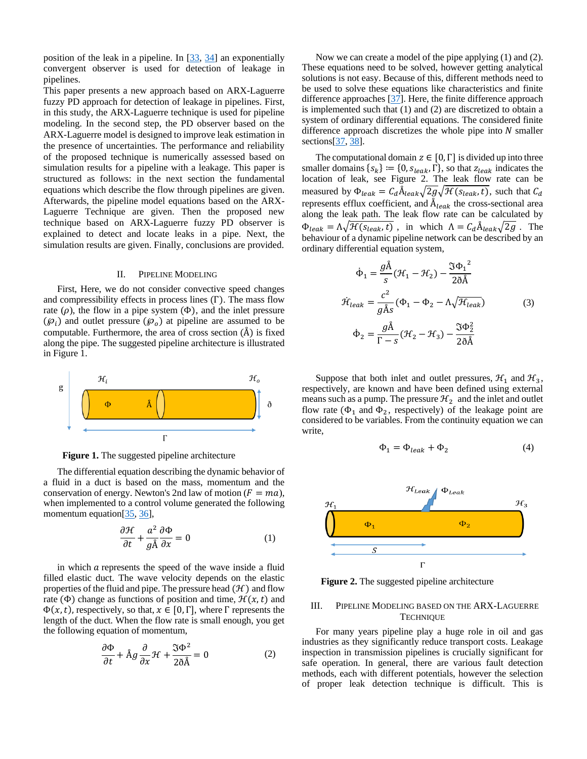position of the leak in a pipeline. In [33, 34] an exponentially convergent observer is used for detection of leakage in pipelines.

This paper presents a new approach based on ARX-Laguerre fuzzy PD approach for detection of leakage in pipelines. First, in this study, the ARX-Laguerre technique is used for pipeline modeling. In the second step, the PD observer based on the ARX-Laguerre model is designed to improve leak estimation in the presence of uncertainties. The performance and reliability of the proposed technique is numerically assessed based on simulation results for a pipeline with a leakage. This paper is structured as follows: in the next section the fundamental equations which describe the flow through pipelines are given. Afterwards, the pipeline model equations based on the ARX-Laguerre Technique are given. Then the proposed new technique based on ARX-Laguerre fuzzy PD observer is explained to detect and locate leaks in a pipe. Next, the simulation results are given. Finally, conclusions are provided.

## II. Pipeline Modeling

First, Here, we do not consider convective speed changes and compressibility effects in process lines ($\Gamma$). The mass flow rate ($\rho$), the flow in a pipe system ($\Phi$), and the inlet pressure ($\wp_i$) and outlet pressure ($\wp_o$) at pipeline are assumed to be computable. Furthermore, the area of cross section ($\mathring{A}$) is fixed along the pipe. The suggested pipeline architecture is illustrated in Figure 1.

**Figure 1.** The suggested pipeline architecture

The differential equation describing the dynamic behavior of a fluid in a duct is based on the mass, momentum and the conservation of energy. Newton's 2nd law of motion ($F = ma$), when implemented to a control volume generated the following momentum equation[35, 36],

$$\frac{\partial \mathcal{H}}{\partial t} + \frac{a^2}{g\mathring{A}}\frac{\partial \Phi}{\partial x} = 0 \qquad (1)$$

in which $a$ represents the speed of the wave inside a fluid filled elastic duct. The wave velocity depends on the elastic properties of the fluid and pipe. The pressure head ($\mathcal{H}$) and flow rate ($\Phi$) change as functions of position and time, $\mathcal{H}(x,t)$ and $\Phi(x,t)$, respectively, so that, $x \in [0,\Gamma]$, where $\Gamma$ represents the length of the duct. When the flow rate is small enough, you get the following equation of momentum,

$$\frac{\partial \Phi}{\partial t} + \mathring{A}g\frac{\partial}{\partial x}\mathcal{H} + \frac{\Im \Phi^2}{2\eth\mathring{A}} = 0 \qquad (2)$$

Now we can create a model of the pipe applying (1) and (2). These equations need to be solved, however getting analytical solutions is not easy. Because of this, different methods need to be used to solve these equations like characteristics and finite difference approaches [37]. Here, the finite difference approach is implemented such that (1) and (2) are discretized to obtain a system of ordinary differential equations. The considered finite difference approach discretizes the whole pipe into $N$ smaller sections[37, 38].

The computational domain $z \in [0,\Gamma]$ is divided up into three smaller domains $\{s_k\} := \{0, s_{leak}, \Gamma\}$, so that $z_{leak}$ indicates the location of leak, see Figure 2. The leak flow rate can be measured by $\Phi_{leak} = C_d \mathring{A}_{leak}\sqrt{2g}\sqrt{\mathcal{H}(s_{leak},t)}$, such that $C_d$ represents efflux coefficient, and $\mathring{A}_{leak}$ the cross-sectional area along the leak path. The leak flow rate can be calculated by $\Phi_{leak} = \Lambda\sqrt{\mathcal{H}(s_{leak},t)}$, in which $\Lambda = C_d \mathring{A}_{leak}\sqrt{2g}$. The behaviour of a dynamic pipeline network can be described by an ordinary differential equation system,

$$\begin{aligned}
\dot{\Phi}_1 &= \frac{g\mathring{A}}{s}(\mathcal{H}_1 - \mathcal{H}_2) - \frac{\Im {\Phi_1}^2}{2\eth\mathring{A}} \\
\dot{\mathcal{H}}_{leak} &= \frac{c^2}{g\mathring{A}s}\left(\Phi_1 - \Phi_2 - \Lambda\sqrt{\mathcal{H}_{leak}}\right) \\
\dot{\Phi}_2 &= \frac{g\mathring{A}}{\Gamma - s}(\mathcal{H}_2 - \mathcal{H}_3) - \frac{\Im \Phi_2^2}{2\eth\mathring{A}}
\end{aligned} \qquad (3)$$

Suppose that both inlet and outlet pressures, $\mathcal{H}_1$ and $\mathcal{H}_3$, respectively, are known and have been defined using external means such as a pump. The pressure $\mathcal{H}_2$ and the inlet and outlet flow rate ($\Phi_1$ and $\Phi_2$, respectively) of the leakage point are considered to be variables. From the continuity equation we can write,

$$\Phi_1 = \Phi_{leak} + \Phi_2 \qquad (4)$$

**Figure 2.** The suggested pipeline architecture

## III. Pipeline Modeling Based on the ARX-Laguerre Technique

For many years pipeline play a huge role in oil and gas industries as they significantly reduce transport costs. Leakage inspection in transmission pipelines is crucially significant for safe operation. In general, there are various fault detection methods, each with different potentials, however the selection of proper leak detection technique is difficult. This is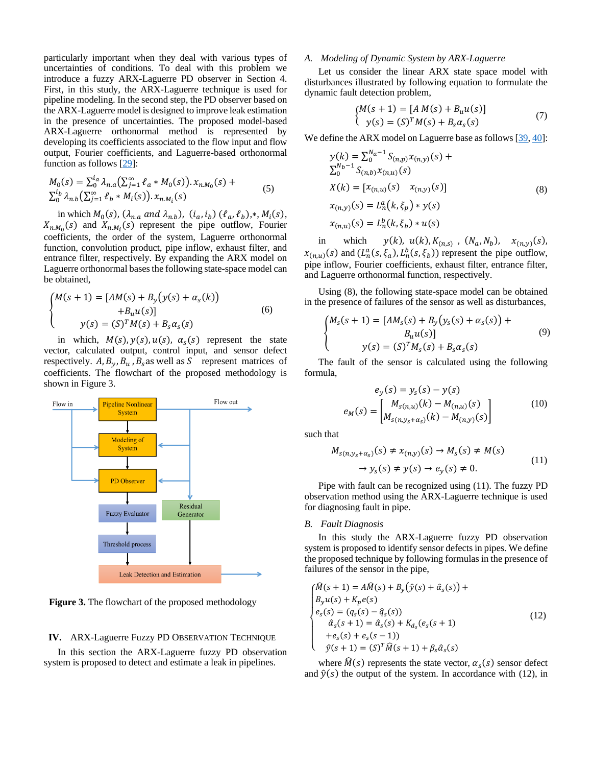particularly important when they deal with various types of uncertainties of conditions. To deal with this problem we introduce a fuzzy ARX-Laguerre PD observer in Section 4. First, in this study, the ARX-Laguerre technique is used for pipeline modeling. In the second step, the PD observer based on the ARX-Laguerre model is designed to improve leak estimation in the presence of uncertainties. The proposed model-based ARX-Laguerre orthonormal method is represented by developing its coefficients associated to the flow input and flow output, Fourier coefficients, and Laguerre-based orthonormal function as follows [29]:

$$M_0(s) = \sum_0^{i_a} \lambda_{n.a}\left(\sum_{j=1}^{\infty} \ell_a * M_0(s)\right).x_{n.M_0}(s) + \sum_0^{i_b} \lambda_{n.b}\left(\sum_{j=1}^{\infty} \ell_b * M_i(s)\right).x_{n.M_i}(s) \tag{5}$$

in which $M_0(s)$, ($\lambda_{n.a}$ *and* $\lambda_{n.b}$), $(i_a, i_b)$ $(\ell_a, \ell_b)$,$*$, $M_i(s)$, $X_{n.M_0}(s)$ and $X_{n.M_i}(s)$ represent the pipe outflow, Fourier coefficients, the order of the system, Laguerre orthonormal function, convolution product, pipe inflow, exhaust filter, and entrance filter, respectively. By expanding the ARX model on Laguerre orthonormal bases the following state-space model can be obtained,

$$\begin{cases} M(s+1) = [AM(s) + B_y\big(y(s) + \alpha_s(k)\big) \\ \qquad\qquad +B_u u(s)] \\ \quad y(s) = (S)^T M(s) + B_s \alpha_s(s) \end{cases} \tag{6}$$

in which, $M(s), y(s), u(s)$, $\alpha_s(s)$ represent the state vector, calculated output, control input, and sensor defect respectively. $A, B_y, B_u, B_s$ as well as $S$ represent matrices of coefficients. The flowchart of the proposed methodology is shown in Figure 3.

**Figure 3.** The flowchart of the proposed methodology

## IV. ARX-Laguerre Fuzzy PD Observation Technique

In this section the ARX-Laguerre fuzzy PD observation system is proposed to detect and estimate a leak in pipelines.

### A. *Modeling of Dynamic System by ARX-Laguerre*

Let us consider the linear ARX state space model with disturbances illustrated by following equation to formulate the dynamic fault detection problem,

$$\begin{cases} M(s+1) = [A\,M(s) + B_u u(s)] \\ \ y(s) = (S)^T M(s) + B_s \alpha_s(s) \end{cases} \tag{7}$$

We define the ARX model on Laguerre base as follows [39, 40]:

$$\begin{aligned} & y(k) = \textstyle\sum_0^{N_a-1} S_{(n,p)} x_{(n,y)}(s) + \sum_0^{N_b-1} S_{(n,b)} x_{(n,u)}(s) \\ & X(k) = [x_{(n,u)}(s) \quad x_{(n,y)}(s)] \\ & x_{(n,y)}(s) = L_n^a(k, \xi_p) * y(s) \\ & x_{(n,u)}(s) = L_n^b(k, \xi_b) * u(s) \end{aligned} \tag{8}$$

in which $y(k)$, $u(k)$, $K_{(n,s)}$ , $(N_a, N_b)$, $x_{(n,y)}(s)$, $x_{(n,u)}(s)$ and $(L_n^a(s, \xi_a), L_n^b(s, \xi_b))$ represent the pipe outflow, pipe inflow, Fourier coefficients, exhaust filter, entrance filter, and Laguerre orthonormal function, respectively.

Using (8), the following state-space model can be obtained in the presence of failures of the sensor as well as disturbances,

$$\begin{cases} M_s(s+1) = [AM_s(s) + B_y\big(y_s(s) + \alpha_s(s)\big) + \\ \qquad\qquad B_u u(s)] \\ \quad y(s) = (S)^T M_s(s) + B_s \alpha_s(s) \end{cases} \tag{9}$$

The fault of the sensor is calculated using the following formula,

$$\begin{aligned} & e_y(s) = y_s(s) - y(s) \\ & e_M(s) = \begin{bmatrix} M_{s(n,u)}(k) - M_{(n,u)}(s) \\ M_{s(n,y_s+\alpha_s)}(k) - M_{(n,y)}(s) \end{bmatrix} \end{aligned} \tag{10}$$

such that

$$\begin{aligned} & M_{s(n,y_s+\alpha_s)}(s) \neq x_{(n,y)}(s) \to M_s(s) \neq M(s) \\ & \to y_s(s) \neq y(s) \to e_y(s) \neq 0. \end{aligned} \tag{11}$$

Pipe with fault can be recognized using (11). The fuzzy PD observation method using the ARX-Laguerre technique is used for diagnosing fault in pipe.

### B. *Fault Diagnosis*

In this study the ARX-Laguerre fuzzy PD observation system is proposed to identify sensor defects in pipes. We define the proposed technique by following formulas in the presence of failures of the sensor in the pipe,

$$\begin{cases} \widehat{M}(s+1) = A\widehat{M}(s) + B_y\big(\hat{y}(s) + \hat{\alpha}_s(s)\big) + \\ B_y u(s) + K_p e(s) \\ e_s(s) = (q_s(s) - \hat{q}_s(s)) \\ \quad \hat{\alpha}_s(s+1) = \hat{\alpha}_s(s) + K_{d_s}(e_s(s+1) \\ \quad +e_s(s) + e_s(s-1)) \\ \quad \hat{y}(s+1) = (S)^T \widehat{M}(s+1) + \beta_s \hat{\alpha}_s(s) \end{cases} \tag{12}$$

where $\widehat{M}(s)$ represents the state vector, $\alpha_s(s)$ sensor defect and $\hat{y}(s)$ the output of the system. In accordance with (12), in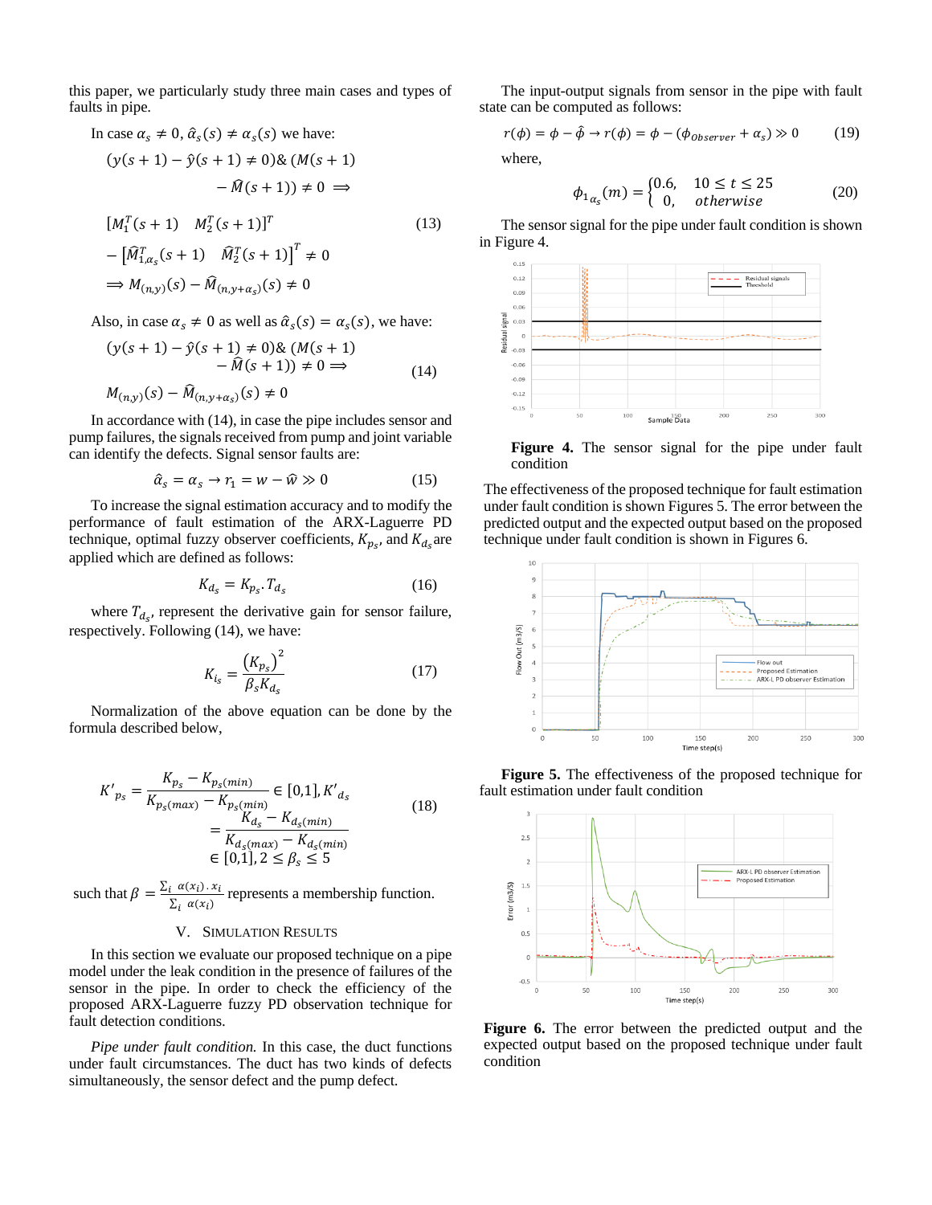this paper, we particularly study three main cases and types of faults in pipe.

In case $\alpha_s \neq 0$, $\hat{\alpha}_s(s) \neq \alpha_s(s)$ we have:

$$(y(s+1) - \hat{y}(s+1) \neq 0) \& (M(s+1) - \hat{M}(s+1)) \neq 0 \implies$$

$$[M_1^T(s+1) \quad M_2^T(s+1)]^T - \left[\hat{M}_{1,\alpha_s}^T(s+1) \quad \hat{M}_2^T(s+1)\right]^T \neq 0 \implies M_{(n,y)}(s) - \hat{M}_{(n,y+\alpha_s)}(s) \neq 0 \tag{13}$$

Also, in case $\alpha_s \neq 0$ as well as $\hat{\alpha}_s(s) = \alpha_s(s)$, we have:

$$(y(s+1) - \hat{y}(s+1) \neq 0) \& (M(s+1) - \hat{M}(s+1)) \neq 0 \implies M_{(n,y)}(s) - \hat{M}_{(n,y+\alpha_s)}(s) \neq 0 \tag{14}$$

In accordance with (14), in case the pipe includes sensor and pump failures, the signals received from pump and joint variable can identify the defects. Signal sensor faults are:

$$\hat{\alpha}_s = \alpha_s \rightarrow r_1 = w - \hat{w} \gg 0 \tag{15}$$

To increase the signal estimation accuracy and to modify the performance of fault estimation of the ARX-Laguerre PD technique, optimal fuzzy observer coefficients, $K_{p_s}$, and $K_{d_s}$ are applied which are defined as follows:

$$K_{d_s} = K_{p_s}.T_{d_s} \tag{16}$$

where $T_{d_s}$, represent the derivative gain for sensor failure, respectively. Following (14), we have:

$$K_{i_s} = \frac{(K_{p_s})^2}{\beta_s K_{d_s}} \tag{17}$$

Normalization of the above equation can be done by the formula described below,

$$K'_{p_s} = \frac{K_{p_s} - K_{p_s(min)}}{K_{p_s(max)} - K_{p_s(min)}} \in [0,1], K'_{d_s} = \frac{K_{d_s} - K_{d_s(min)}}{K_{d_s(max)} - K_{d_s(min)}} \in [0,1], 2 \leq \beta_s \leq 5 \tag{18}$$

such that $\beta = \frac{\sum_i \alpha(x_i).x_i}{\sum_i \alpha(x_i)}$ represents a membership function.

## V. Simulation Results

In this section we evaluate our proposed technique on a pipe model under the leak condition in the presence of failures of the sensor in the pipe. In order to check the efficiency of the proposed ARX-Laguerre fuzzy PD observation technique for fault detection conditions.

*Pipe under fault condition.* In this case, the duct functions under fault circumstances. The duct has two kinds of defects simultaneously, the sensor defect and the pump defect.

The input-output signals from sensor in the pipe with fault state can be computed as follows:

$$r(\phi) = \phi - \hat{\phi} \rightarrow r(\phi) = \phi - (\phi_{Observer} + \alpha_s) \gg 0 \tag{19}$$

where,

$$\phi_{1_{\alpha_s}}(m) = \begin{cases} 0.6, & 10 \leq t \leq 25 \\ 0, & otherwise \end{cases} \tag{20}$$

The sensor signal for the pipe under fault condition is shown in Figure 4.

**Figure 4.** The sensor signal for the pipe under fault condition

The effectiveness of the proposed technique for fault estimation under fault condition is shown Figures 5. The error between the predicted output and the expected output based on the proposed technique under fault condition is shown in Figures 6.

**Figure 5.** The effectiveness of the proposed technique for fault estimation under fault condition

**Figure 6.** The error between the predicted output and the expected output based on the proposed technique under fault condition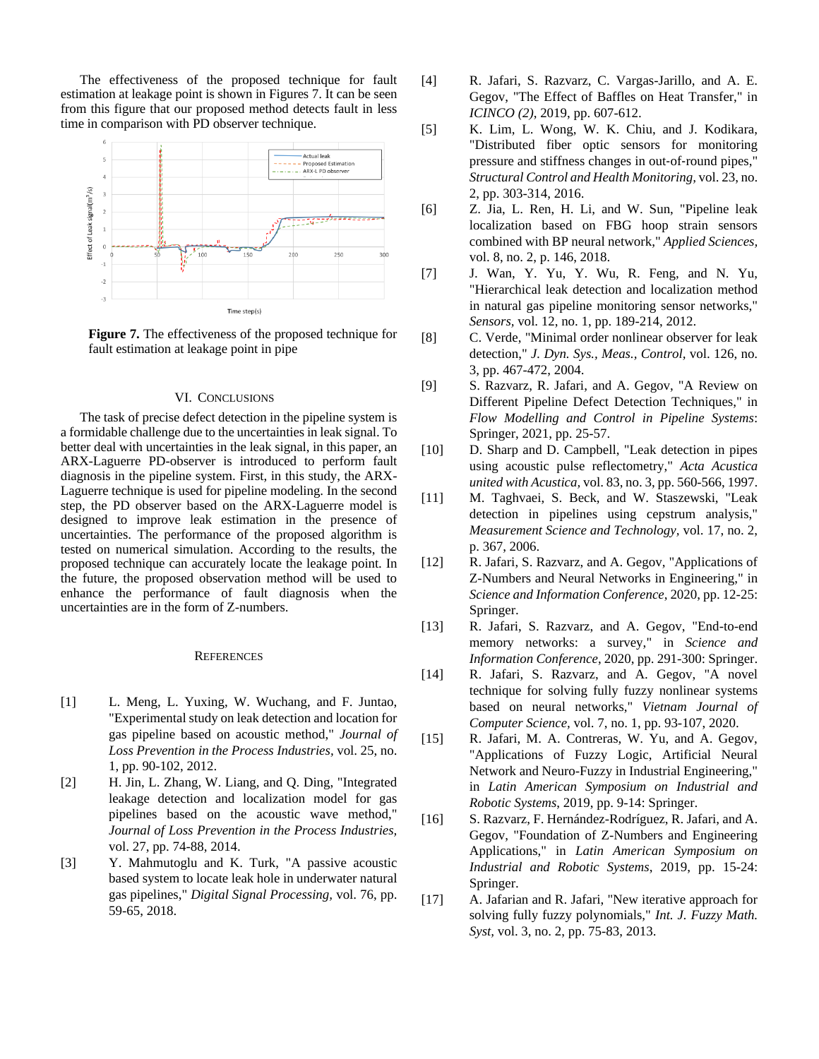The effectiveness of the proposed technique for fault estimation at leakage point is shown in Figures 7. It can be seen from this figure that our proposed method detects fault in less time in comparison with PD observer technique.

**Figure 7.** The effectiveness of the proposed technique for fault estimation at leakage point in pipe

## VI. CONCLUSIONS

The task of precise defect detection in the pipeline system is a formidable challenge due to the uncertainties in leak signal. To better deal with uncertainties in the leak signal, in this paper, an ARX-Laguerre PD-observer is introduced to perform fault diagnosis in the pipeline system. First, in this study, the ARX-Laguerre technique is used for pipeline modeling. In the second step, the PD observer based on the ARX-Laguerre model is designed to improve leak estimation in the presence of uncertainties. The performance of the proposed algorithm is tested on numerical simulation. According to the results, the proposed technique can accurately locate the leakage point. In the future, the proposed observation method will be used to enhance the performance of fault diagnosis when the uncertainties are in the form of Z-numbers.

## REFERENCES

[1] L. Meng, L. Yuxing, W. Wuchang, and F. Juntao, "Experimental study on leak detection and location for gas pipeline based on acoustic method," *Journal of Loss Prevention in the Process Industries*, vol. 25, no. 1, pp. 90-102, 2012.

[2] H. Jin, L. Zhang, W. Liang, and Q. Ding, "Integrated leakage detection and localization model for gas pipelines based on the acoustic wave method," *Journal of Loss Prevention in the Process Industries,* vol. 27, pp. 74-88, 2014.

[3] Y. Mahmutoglu and K. Turk, "A passive acoustic based system to locate leak hole in underwater natural gas pipelines," *Digital Signal Processing*, vol. 76, pp. 59-65, 2018.

[4] R. Jafari, S. Razvarz, C. Vargas-Jarillo, and A. E. Gegov, "The Effect of Baffles on Heat Transfer," in *ICINCO (2)*, 2019, pp. 607-612.

[5] K. Lim, L. Wong, W. K. Chiu, and J. Kodikara, "Distributed fiber optic sensors for monitoring pressure and stiffness changes in out-of-round pipes," *Structural Control and Health Monitoring,* vol. 23, no. 2, pp. 303-314, 2016.

[6] Z. Jia, L. Ren, H. Li, and W. Sun, "Pipeline leak localization based on FBG hoop strain sensors combined with BP neural network," *Applied Sciences,* vol. 8, no. 2, p. 146, 2018.

[7] J. Wan, Y. Yu, Y. Wu, R. Feng, and N. Yu, "Hierarchical leak detection and localization method in natural gas pipeline monitoring sensor networks," *Sensors,* vol. 12, no. 1, pp. 189-214, 2012.

[8] C. Verde, "Minimal order nonlinear observer for leak detection," *J. Dyn. Sys., Meas., Control,* vol. 126, no. 3, pp. 467-472, 2004.

[9] S. Razvarz, R. Jafari, and A. Gegov, "A Review on Different Pipeline Defect Detection Techniques," in *Flow Modelling and Control in Pipeline Systems*: Springer, 2021, pp. 25-57.

[10] D. Sharp and D. Campbell, "Leak detection in pipes using acoustic pulse reflectometry," *Acta Acustica united with Acustica,* vol. 83, no. 3, pp. 560-566, 1997.

[11] M. Taghvaei, S. Beck, and W. Staszewski, "Leak detection in pipelines using cepstrum analysis," *Measurement Science and Technology,* vol. 17, no. 2, p. 367, 2006.

[12] R. Jafari, S. Razvarz, and A. Gegov, "Applications of Z-Numbers and Neural Networks in Engineering," in *Science and Information Conference*, 2020, pp. 12-25: Springer.

[13] R. Jafari, S. Razvarz, and A. Gegov, "End-to-end memory networks: a survey," in *Science and Information Conference*, 2020, pp. 291-300: Springer.

[14] R. Jafari, S. Razvarz, and A. Gegov, "A novel technique for solving fully fuzzy nonlinear systems based on neural networks," *Vietnam Journal of Computer Science,* vol. 7, no. 1, pp. 93-107, 2020.

[15] R. Jafari, M. A. Contreras, W. Yu, and A. Gegov, "Applications of Fuzzy Logic, Artificial Neural Network and Neuro-Fuzzy in Industrial Engineering," in *Latin American Symposium on Industrial and Robotic Systems*, 2019, pp. 9-14: Springer.

[16] S. Razvarz, F. Hernández-Rodríguez, R. Jafari, and A. Gegov, "Foundation of Z-Numbers and Engineering Applications," in *Latin American Symposium on Industrial and Robotic Systems*, 2019, pp. 15-24: Springer.

[17] A. Jafarian and R. Jafari, "New iterative approach for solving fully fuzzy polynomials," *Int. J. Fuzzy Math. Syst,* vol. 3, no. 2, pp. 75-83, 2013.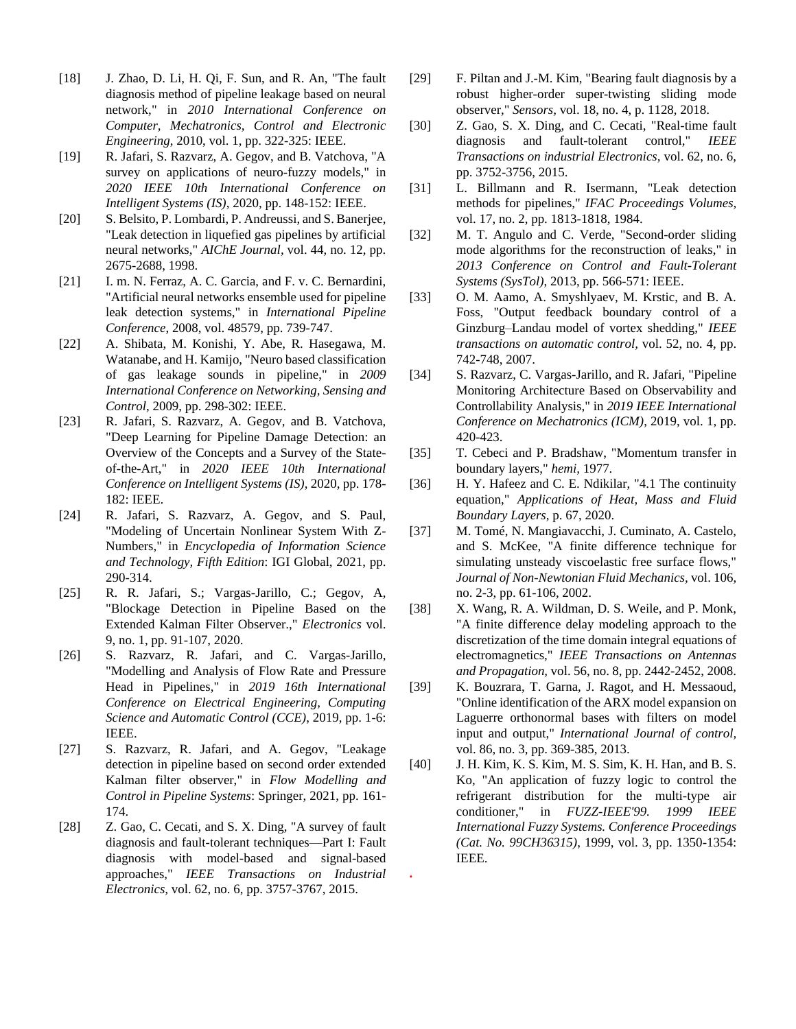[18] J. Zhao, D. Li, H. Qi, F. Sun, and R. An, "The fault diagnosis method of pipeline leakage based on neural network," in *2010 International Conference on Computer, Mechatronics, Control and Electronic Engineering*, 2010, vol. 1, pp. 322-325: IEEE.

[19] R. Jafari, S. Razvarz, A. Gegov, and B. Vatchova, "A survey on applications of neuro-fuzzy models," in *2020 IEEE 10th International Conference on Intelligent Systems (IS)*, 2020, pp. 148-152: IEEE.

[20] S. Belsito, P. Lombardi, P. Andreussi, and S. Banerjee, "Leak detection in liquefied gas pipelines by artificial neural networks," *AIChE Journal,* vol. 44, no. 12, pp. 2675-2688, 1998.

[21] I. m. N. Ferraz, A. C. Garcia, and F. v. C. Bernardini, "Artificial neural networks ensemble used for pipeline leak detection systems," in *International Pipeline Conference*, 2008, vol. 48579, pp. 739-747.

[22] A. Shibata, M. Konishi, Y. Abe, R. Hasegawa, M. Watanabe, and H. Kamijo, "Neuro based classification of gas leakage sounds in pipeline," in *2009 International Conference on Networking, Sensing and Control*, 2009, pp. 298-302: IEEE.

[23] R. Jafari, S. Razvarz, A. Gegov, and B. Vatchova, "Deep Learning for Pipeline Damage Detection: an Overview of the Concepts and a Survey of the State-of-the-Art," in *2020 IEEE 10th International Conference on Intelligent Systems (IS)*, 2020, pp. 178-182: IEEE.

[24] R. Jafari, S. Razvarz, A. Gegov, and S. Paul, "Modeling of Uncertain Nonlinear System With Z-Numbers," in *Encyclopedia of Information Science and Technology, Fifth Edition*: IGI Global, 2021, pp. 290-314.

[25] R. R. Jafari, S.; Vargas-Jarillo, C.; Gegov, A, "Blockage Detection in Pipeline Based on the Extended Kalman Filter Observer.," *Electronics* vol. 9, no. 1, pp. 91-107, 2020.

[26] S. Razvarz, R. Jafari, and C. Vargas-Jarillo, "Modelling and Analysis of Flow Rate and Pressure Head in Pipelines," in *2019 16th International Conference on Electrical Engineering, Computing Science and Automatic Control (CCE)*, 2019, pp. 1-6: IEEE.

[27] S. Razvarz, R. Jafari, and A. Gegov, "Leakage detection in pipeline based on second order extended Kalman filter observer," in *Flow Modelling and Control in Pipeline Systems*: Springer, 2021, pp. 161-174.

[28] Z. Gao, C. Cecati, and S. X. Ding, "A survey of fault diagnosis and fault-tolerant techniques—Part I: Fault diagnosis with model-based and signal-based approaches," *IEEE Transactions on Industrial Electronics,* vol. 62, no. 6, pp. 3757-3767, 2015.

[29] F. Piltan and J.-M. Kim, "Bearing fault diagnosis by a robust higher-order super-twisting sliding mode observer," *Sensors,* vol. 18, no. 4, p. 1128, 2018.

[30] Z. Gao, S. X. Ding, and C. Cecati, "Real-time fault diagnosis and fault-tolerant control," *IEEE Transactions on industrial Electronics,* vol. 62, no. 6, pp. 3752-3756, 2015.

[31] L. Billmann and R. Isermann, "Leak detection methods for pipelines," *IFAC Proceedings Volumes,* vol. 17, no. 2, pp. 1813-1818, 1984.

[32] M. T. Angulo and C. Verde, "Second-order sliding mode algorithms for the reconstruction of leaks," in *2013 Conference on Control and Fault-Tolerant Systems (SysTol)*, 2013, pp. 566-571: IEEE.

[33] O. M. Aamo, A. Smyshlyaev, M. Krstic, and B. A. Foss, "Output feedback boundary control of a Ginzburg–Landau model of vortex shedding," *IEEE transactions on automatic control,* vol. 52, no. 4, pp. 742-748, 2007.

[34] S. Razvarz, C. Vargas-Jarillo, and R. Jafari, "Pipeline Monitoring Architecture Based on Observability and Controllability Analysis," in *2019 IEEE International Conference on Mechatronics (ICM)*, 2019, vol. 1, pp. 420-423.

[35] T. Cebeci and P. Bradshaw, "Momentum transfer in boundary layers," *hemi,* 1977.

[36] H. Y. Hafeez and C. E. Ndikilar, "4.1 The continuity equation," *Applications of Heat, Mass and Fluid Boundary Layers,* p. 67, 2020.

[37] M. Tomé, N. Mangiavacchi, J. Cuminato, A. Castelo, and S. McKee, "A finite difference technique for simulating unsteady viscoelastic free surface flows," *Journal of Non-Newtonian Fluid Mechanics,* vol. 106, no. 2-3, pp. 61-106, 2002.

[38] X. Wang, R. A. Wildman, D. S. Weile, and P. Monk, "A finite difference delay modeling approach to the discretization of the time domain integral equations of electromagnetics," *IEEE Transactions on Antennas and Propagation,* vol. 56, no. 8, pp. 2442-2452, 2008.

[39] K. Bouzrara, T. Garna, J. Ragot, and H. Messaoud, "Online identification of the ARX model expansion on Laguerre orthonormal bases with filters on model input and output," *International Journal of control,* vol. 86, no. 3, pp. 369-385, 2013.

[40] J. H. Kim, K. S. Kim, M. S. Sim, K. H. Han, and B. S. Ko, "An application of fuzzy logic to control the refrigerant distribution for the multi-type air conditioner," in *FUZZ-IEEE'99. 1999 IEEE International Fuzzy Systems. Conference Proceedings (Cat. No. 99CH36315)*, 1999, vol. 3, pp. 1350-1354: IEEE.